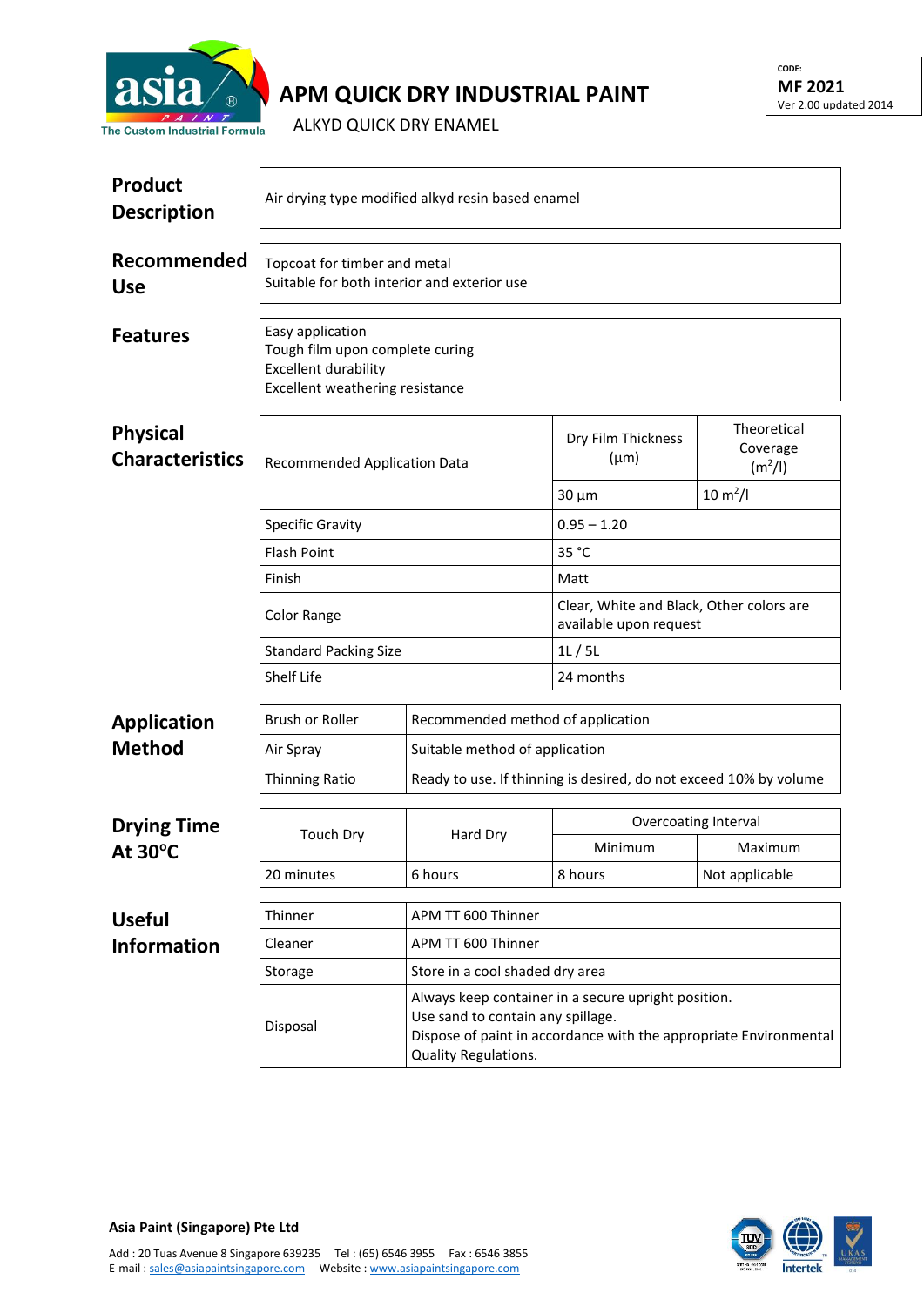asia PAINT
The Custom Industrial Formula

# APM QUICK DRY INDUSTRIAL PAINT

ALKYD QUICK DRY ENAMEL

CODE:
**MF 2021**
Ver 2.00 updated 2014

## Product Description

Air drying type modified alkyd resin based enamel

## Recommended Use

Topcoat for timber and metal
Suitable for both interior and exterior use

## Features

Easy application
Tough film upon complete curing
Excellent durability
Excellent weathering resistance

## Physical Characteristics

| Recommended Application Data | Dry Film Thickness (μm) | Theoretical Coverage ($m^2/l$) |
|---|---|---|
| | 30 μm | 10 $m^2/l$ |
| Specific Gravity | 0.95 – 1.20 | |
| Flash Point | 35 °C | |
| Finish | Matt | |
| Color Range | Clear, White and Black, Other colors are available upon request | |
| Standard Packing Size | 1L / 5L | |
| Shelf Life | 24 months | |

## Application Method

| Brush or Roller | Recommended method of application |
|---|---|
| Air Spray | Suitable method of application |
| Thinning Ratio | Ready to use. If thinning is desired, do not exceed 10% by volume |

## Drying Time At 30°C

| Touch Dry | Hard Dry | Overcoating Interval | |
|---|---|---|---|
| | | Minimum | Maximum |
| 20 minutes | 6 hours | 8 hours | Not applicable |

## Useful Information

| Thinner | APM TT 600 Thinner |
|---|---|
| Cleaner | APM TT 600 Thinner |
| Storage | Store in a cool shaded dry area |
| Disposal | Always keep container in a secure upright position.<br>Use sand to contain any spillage.<br>Dispose of paint in accordance with the appropriate Environmental Quality Regulations. |

**Asia Paint (Singapore) Pte Ltd**

Add : 20 Tuas Avenue 8 Singapore 639235 Tel : (65) 6546 3955 Fax : 6546 3855
E-mail : sales@asiapaintsingapore.com Website : www.asiapaintsingapore.com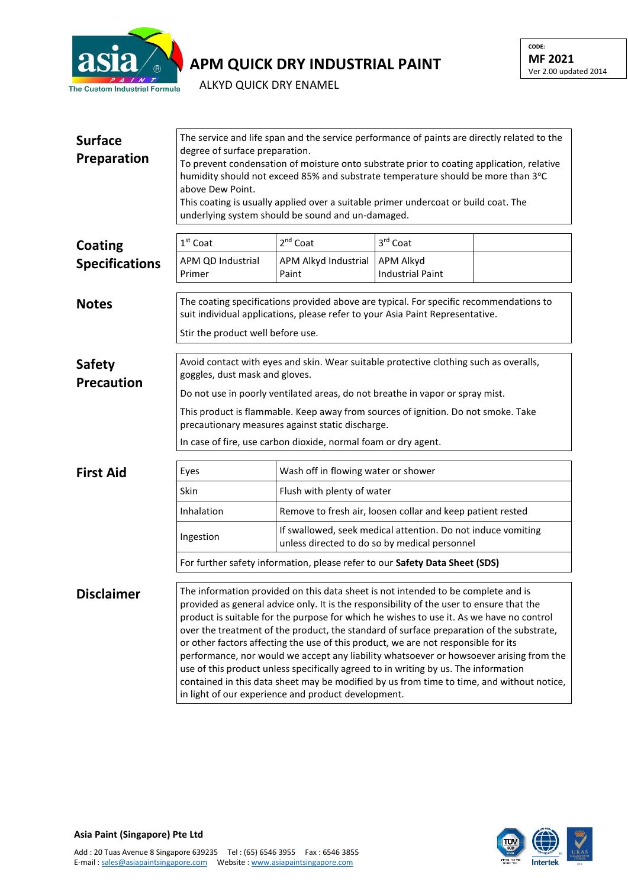# APM QUICK DRY INDUSTRIAL PAINT

ALKYD QUICK DRY ENAMEL

CODE:
**MF 2021**
Ver 2.00 updated 2014

## Surface Preparation

The service and life span and the service performance of paints are directly related to the degree of surface preparation.
To prevent condensation of moisture onto substrate prior to coating application, relative humidity should not exceed 85% and substrate temperature should be more than 3°C above Dew Point.
This coating is usually applied over a suitable primer undercoat or build coat. The underlying system should be sound and un-damaged.

## Coating Specifications

| 1st Coat | 2nd Coat | 3rd Coat | |
|---|---|---|---|
| APM QD Industrial Primer | APM Alkyd Industrial Paint | APM Alkyd Industrial Paint | |

## Notes

The coating specifications provided above are typical. For specific recommendations to suit individual applications, please refer to your Asia Paint Representative.

Stir the product well before use.

## Safety Precaution

Avoid contact with eyes and skin. Wear suitable protective clothing such as overalls, goggles, dust mask and gloves.

Do not use in poorly ventilated areas, do not breathe in vapor or spray mist.

This product is flammable. Keep away from sources of ignition. Do not smoke. Take precautionary measures against static discharge.

In case of fire, use carbon dioxide, normal foam or dry agent.

## First Aid

| | |
|---|---|
| Eyes | Wash off in flowing water or shower |
| Skin | Flush with plenty of water |
| Inhalation | Remove to fresh air, loosen collar and keep patient rested |
| Ingestion | If swallowed, seek medical attention. Do not induce vomiting unless directed to do so by medical personnel |
| For further safety information, please refer to our **Safety Data Sheet (SDS)** | |

## Disclaimer

The information provided on this data sheet is not intended to be complete and is provided as general advice only. It is the responsibility of the user to ensure that the product is suitable for the purpose for which he wishes to use it. As we have no control over the treatment of the product, the standard of surface preparation of the substrate, or other factors affecting the use of this product, we are not responsible for its performance, nor would we accept any liability whatsoever or howsoever arising from the use of this product unless specifically agreed to in writing by us. The information contained in this data sheet may be modified by us from time to time, and without notice, in light of our experience and product development.

**Asia Paint (Singapore) Pte Ltd**

Add : 20 Tuas Avenue 8 Singapore 639235 Tel : (65) 6546 3955 Fax : 6546 3855
E-mail : sales@asiapaintsingapore.com Website : www.asiapaintsingapore.com